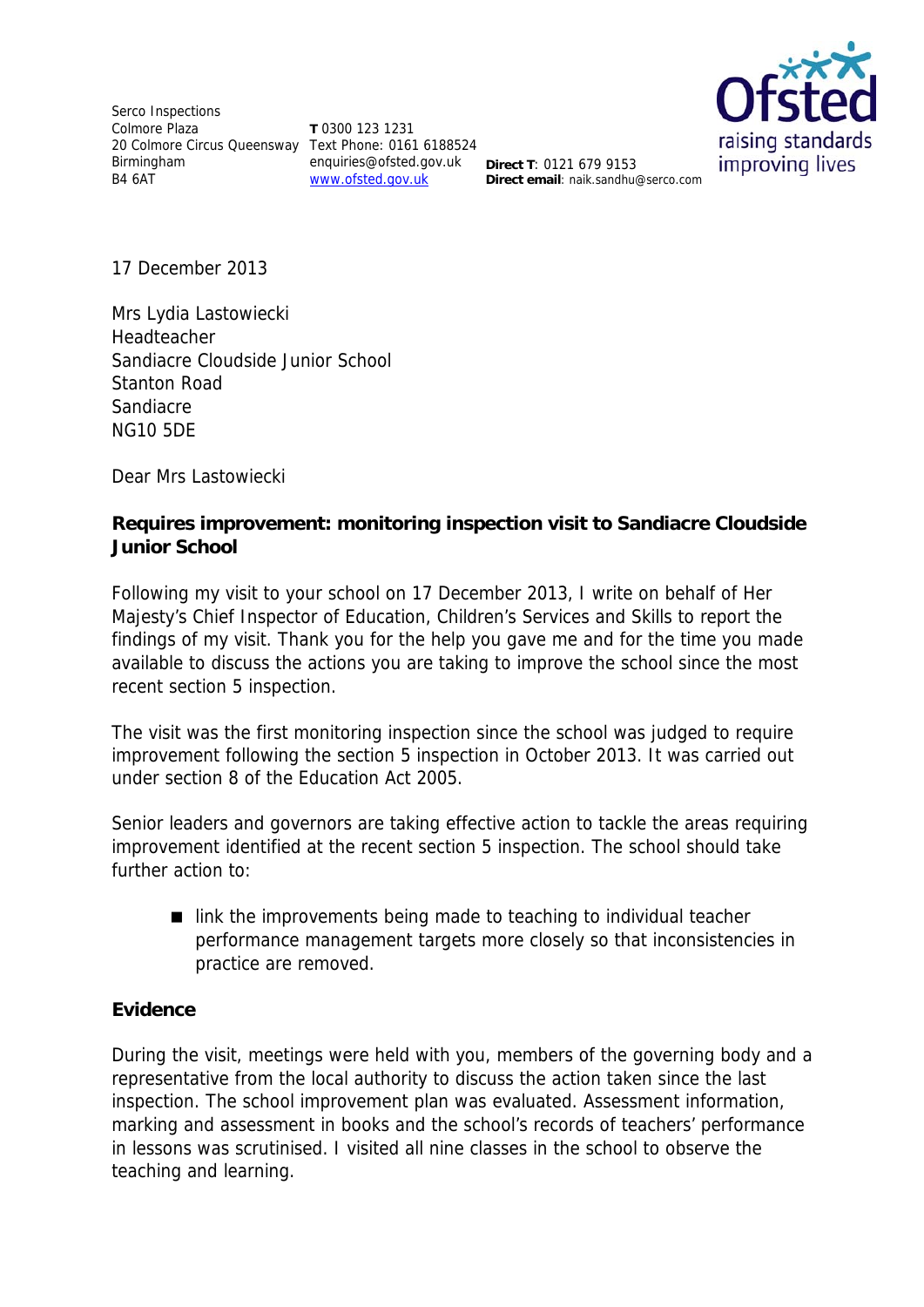Serco Inspections
Colmore Plaza
20 Colmore Circus Queensway
Birmingham
B4 6AT

**T** 0300 123 1231
Text Phone: 0161 6188524
enquiries@ofsted.gov.uk
www.ofsted.gov.uk

**Direct T**: 0121 679 9153
**Direct email**: naik.sandhu@serco.com

Ofsted
raising standards
improving lives

17 December 2013

Mrs Lydia Lastowiecki
Headteacher
Sandiacre Cloudside Junior School
Stanton Road
Sandiacre
NG10 5DE

Dear Mrs Lastowiecki

**Requires improvement: monitoring inspection visit to Sandiacre Cloudside Junior School**

Following my visit to your school on 17 December 2013, I write on behalf of Her Majesty's Chief Inspector of Education, Children's Services and Skills to report the findings of my visit. Thank you for the help you gave me and for the time you made available to discuss the actions you are taking to improve the school since the most recent section 5 inspection.

The visit was the first monitoring inspection since the school was judged to require improvement following the section 5 inspection in October 2013. It was carried out under section 8 of the Education Act 2005.

Senior leaders and governors are taking effective action to tackle the areas requiring improvement identified at the recent section 5 inspection. The school should take further action to:

- link the improvements being made to teaching to individual teacher performance management targets more closely so that inconsistencies in practice are removed.

## Evidence

During the visit, meetings were held with you, members of the governing body and a representative from the local authority to discuss the action taken since the last inspection. The school improvement plan was evaluated. Assessment information, marking and assessment in books and the school's records of teachers' performance in lessons was scrutinised. I visited all nine classes in the school to observe the teaching and learning.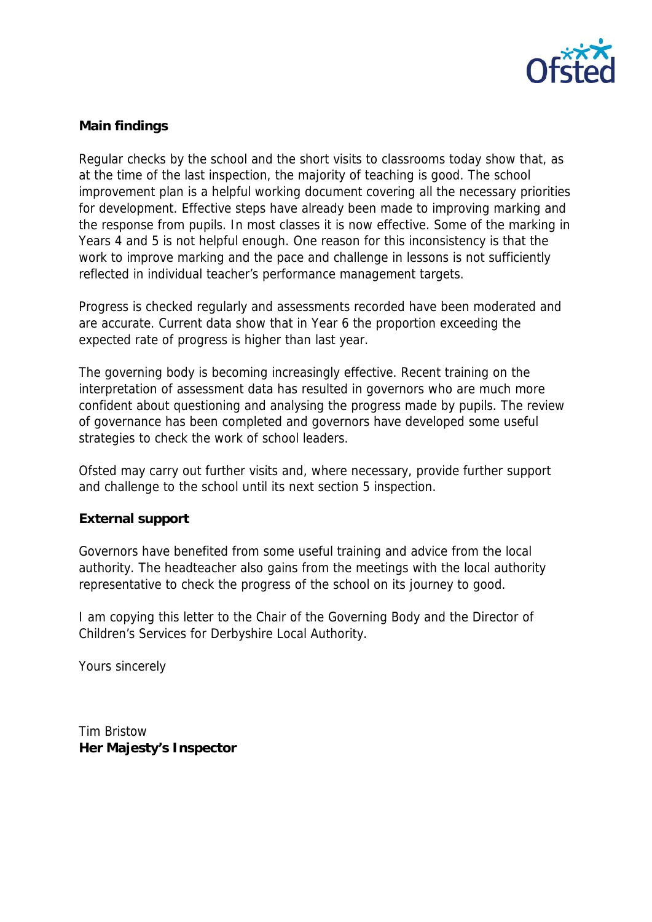## Main findings

Regular checks by the school and the short visits to classrooms today show that, as at the time of the last inspection, the majority of teaching is good. The school improvement plan is a helpful working document covering all the necessary priorities for development. Effective steps have already been made to improving marking and the response from pupils. In most classes it is now effective. Some of the marking in Years 4 and 5 is not helpful enough. One reason for this inconsistency is that the work to improve marking and the pace and challenge in lessons is not sufficiently reflected in individual teacher's performance management targets.

Progress is checked regularly and assessments recorded have been moderated and are accurate. Current data show that in Year 6 the proportion exceeding the expected rate of progress is higher than last year.

The governing body is becoming increasingly effective. Recent training on the interpretation of assessment data has resulted in governors who are much more confident about questioning and analysing the progress made by pupils. The review of governance has been completed and governors have developed some useful strategies to check the work of school leaders.

Ofsted may carry out further visits and, where necessary, provide further support and challenge to the school until its next section 5 inspection.

## External support

Governors have benefited from some useful training and advice from the local authority. The headteacher also gains from the meetings with the local authority representative to check the progress of the school on its journey to good.

I am copying this letter to the Chair of the Governing Body and the Director of Children's Services for Derbyshire Local Authority.

Yours sincerely

Tim Bristow
**Her Majesty's Inspector**